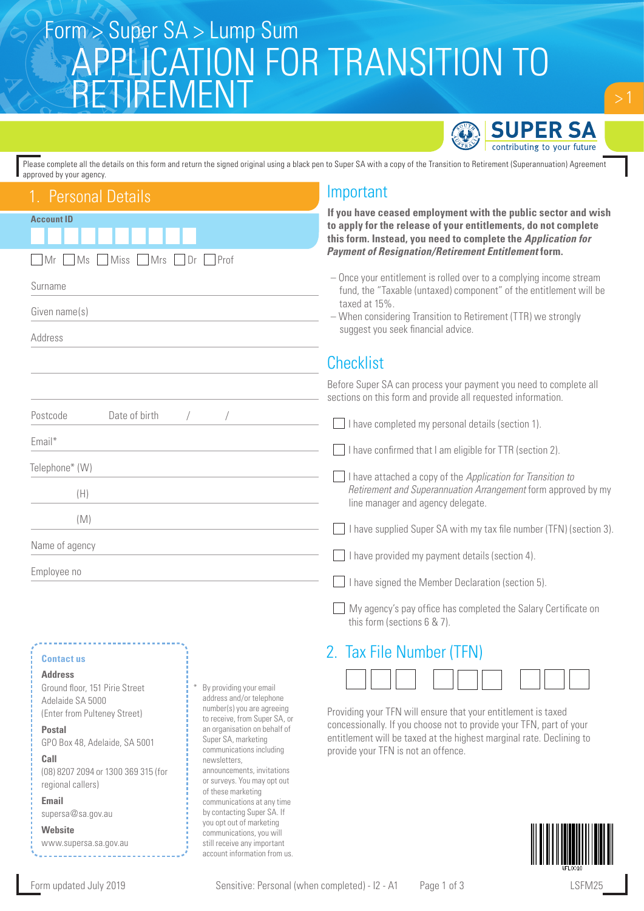Form > Super SA > Lump Sum

# APPLICATION FOR TRANSITION TO RETIREMENT

SUPER SA
contributing to your future

Please complete all the details on this form and return the signed original using a black pen to Super SA with a copy of the Transition to Retirement (Superannuation) Agreement approved by your agency.

## 1. Personal Details

**Account ID**

☐ Mr ☐ Ms ☐ Miss ☐ Mrs ☐ Dr ☐ Prof

Surname

Given name(s)

Address

Postcode Date of birth / /

Email*

Telephone* (W)

(H)

(M)

Name of agency

Employee no

## Important

**If you have ceased employment with the public sector and wish to apply for the release of your entitlements, do not complete this form. Instead, you need to complete the *Application for Payment of Resignation/Retirement Entitlement* form.**

- Once your entitlement is rolled over to a complying income stream fund, the "Taxable (untaxed) component" of the entitlement will be taxed at 15%.
- When considering Transition to Retirement (TTR) we strongly suggest you seek financial advice.

## Checklist

Before Super SA can process your payment you need to complete all sections on this form and provide all requested information.

- ☐ I have completed my personal details (section 1).
- ☐ I have confirmed that I am eligible for TTR (section 2).
- ☐ I have attached a copy of the *Application for Transition to Retirement and Superannuation Arrangement* form approved by my line manager and agency delegate.
- ☐ I have supplied Super SA with my tax file number (TFN) (section 3).
- ☐ I have provided my payment details (section 4).
- ☐ I have signed the Member Declaration (section 5).
- ☐ My agency's pay office has completed the Salary Certificate on this form (sections 6 & 7).

**Contact us**

**Address**
Ground floor, 151 Pirie Street
Adelaide SA 5000
(Enter from Pulteney Street)

**Postal**
GPO Box 48, Adelaide, SA 5001

**Call**
(08) 8207 2094 or 1300 369 315 (for regional callers)

**Email**
supersa@sa.gov.au

**Website**
www.supersa.sa.gov.au

* By providing your email address and/or telephone number(s) you are agreeing to receive, from Super SA, or an organisation on behalf of Super SA, marketing communications including newsletters, announcements, invitations or surveys. You may opt out of these marketing communications at any time by contacting Super SA. If you opt out of marketing communications, you will still receive any important account information from us.

## 2. Tax File Number (TFN)

☐☐☐ ☐☐☐ ☐☐☐

Providing your TFN will ensure that your entitlement is taxed concessionally. If you choose not to provide your TFN, part of your entitlement will be taxed at the highest marginal rate. Declining to provide your TFN is not an offence.

Form updated July 2019 Sensitive: Personal (when completed) - I2 - A1 LSFM25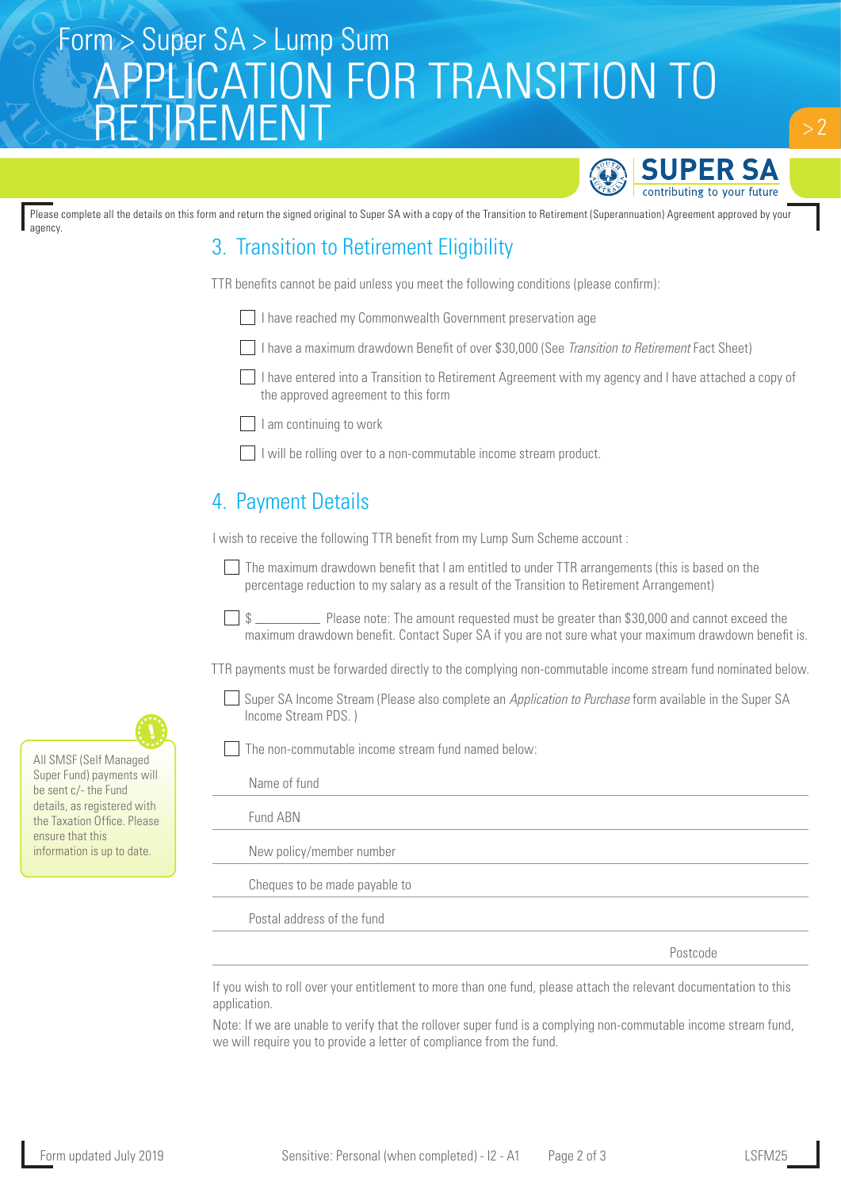# Form > Super SA > Lump Sum
# APPLICATION FOR TRANSITION TO RETIREMENT

Please complete all the details on this form and return the signed original to Super SA with a copy of the Transition to Retirement (Superannuation) Agreement approved by your agency.

## 3. Transition to Retirement Eligibility

TTR benefits cannot be paid unless you meet the following conditions (please confirm):

- [ ] I have reached my Commonwealth Government preservation age
- [ ] I have a maximum drawdown Benefit of over $30,000 (See *Transition to Retirement* Fact Sheet)
- [ ] I have entered into a Transition to Retirement Agreement with my agency and I have attached a copy of the approved agreement to this form
- [ ] I am continuing to work
- [ ] I will be rolling over to a non-commutable income stream product.

## 4. Payment Details

I wish to receive the following TTR benefit from my Lump Sum Scheme account :

- [ ] The maximum drawdown benefit that I am entitled to under TTR arrangements (this is based on the percentage reduction to my salary as a result of the Transition to Retirement Arrangement)
- [ ] $ __________ Please note: The amount requested must be greater than $30,000 and cannot exceed the maximum drawdown benefit. Contact Super SA if you are not sure what your maximum drawdown benefit is.

TTR payments must be forwarded directly to the complying non-commutable income stream fund nominated below.

- [ ] Super SA Income Stream (Please also complete an *Application to Purchase* form available in the Super SA Income Stream PDS. )
- [ ] The non-commutable income stream fund named below:

Name of fund ______________________________

Fund ABN ______________________________

New policy/member number ______________________________

Cheques to be made payable to ______________________________

Postal address of the fund ______________________________

Postcode ______________________________

> All SMSF (Self Managed Super Fund) payments will be sent c/- the Fund details, as registered with the Taxation Office. Please ensure that this information is up to date.

If you wish to roll over your entitlement to more than one fund, please attach the relevant documentation to this application.

Note: If we are unable to verify that the rollover super fund is a complying non-commutable income stream fund, we will require you to provide a letter of compliance from the fund.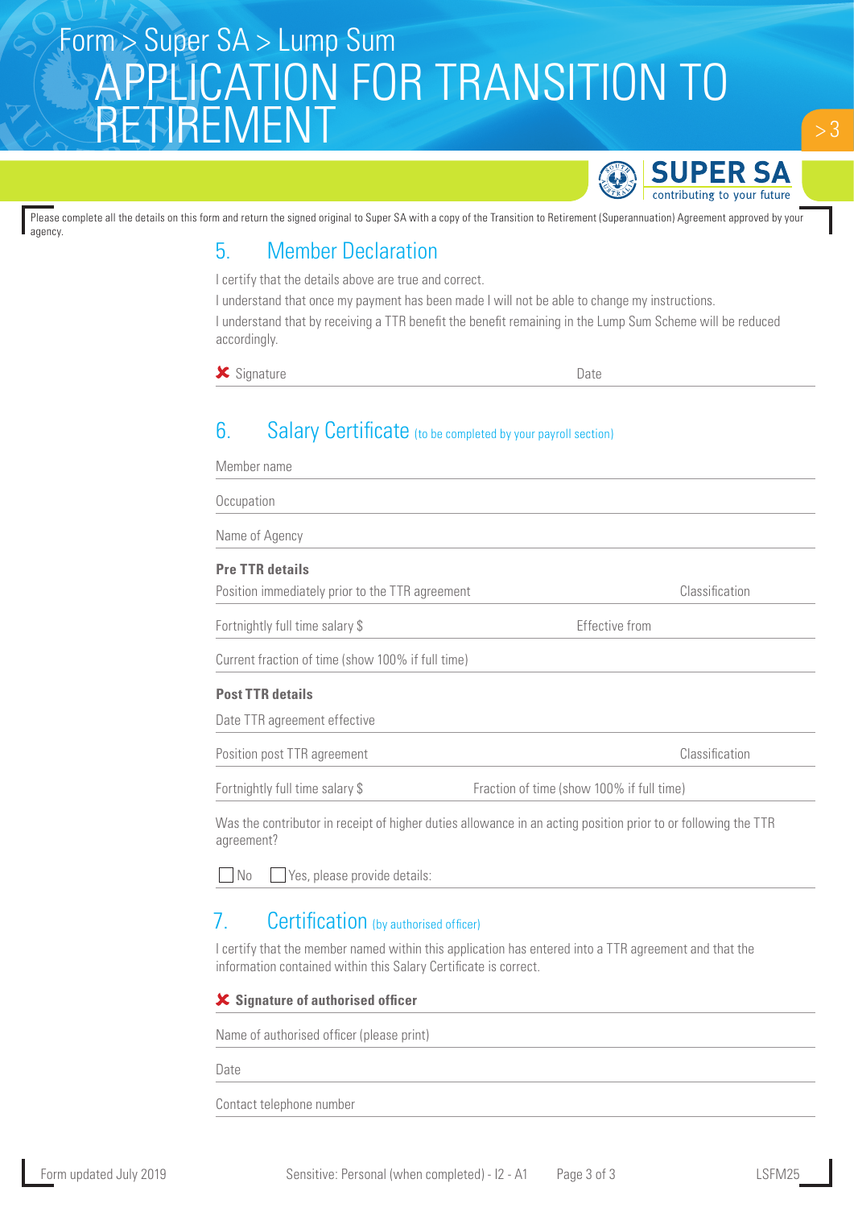# Form > Super SA > Lump Sum
# APPLICATION FOR TRANSITION TO RETIREMENT

Please complete all the details on this form and return the signed original to Super SA with a copy of the Transition to Retirement (Superannuation) Agreement approved by your agency.

## 5. Member Declaration

I certify that the details above are true and correct.

I understand that once my payment has been made I will not be able to change my instructions.

I understand that by receiving a TTR benefit the benefit remaining in the Lump Sum Scheme will be reduced accordingly.

✘ Signature ____________________ Date ____________________

## 6. Salary Certificate (to be completed by your payroll section)

Member name ____________________

Occupation ____________________

Name of Agency ____________________

**Pre TTR details**

Position immediately prior to the TTR agreement ____________________ Classification ____________________

Fortnightly full time salary $ ____________________ Effective from ____________________

Current fraction of time (show 100% if full time) ____________________

**Post TTR details**

Date TTR agreement effective ____________________

Position post TTR agreement ____________________ Classification ____________________

Fortnightly full time salary $ ____________________ Fraction of time (show 100% if full time) ____________________

Was the contributor in receipt of higher duties allowance in an acting position prior to or following the TTR agreement?

☐ No ☐ Yes, please provide details: ____________________

## 7. Certification (by authorised officer)

I certify that the member named within this application has entered into a TTR agreement and that the information contained within this Salary Certificate is correct.

✘ **Signature of authorised officer** ____________________

Name of authorised officer (please print) ____________________

Date ____________________

Contact telephone number ____________________

Form updated July 2019 Sensitive: Personal (when completed) - I2 - A1 LSFM25